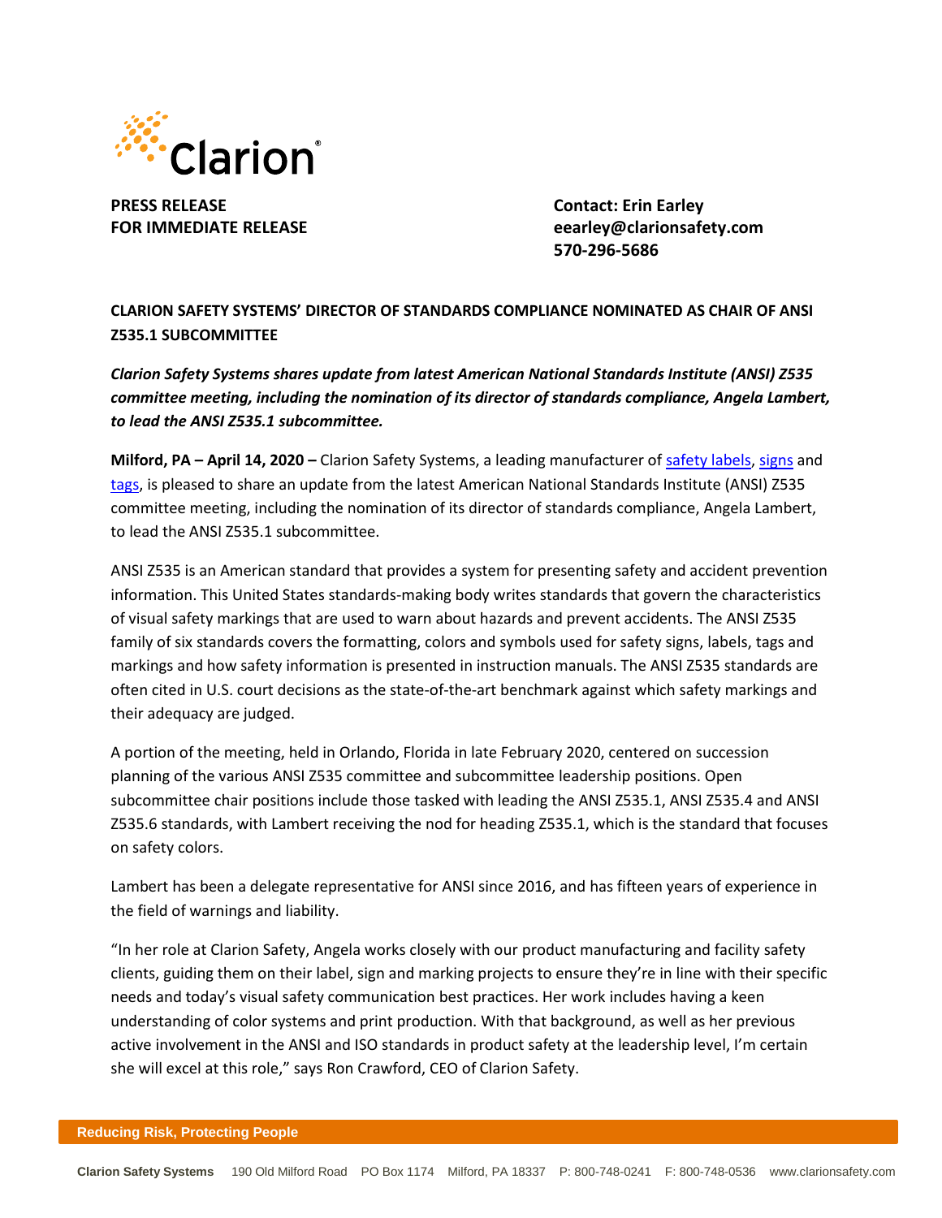Clarion

**PRESS RELEASE**
**FOR IMMEDIATE RELEASE**

**Contact: Erin Earley**
**eearley@clarionsafety.com**
**570-296-5686**

**CLARION SAFETY SYSTEMS' DIRECTOR OF STANDARDS COMPLIANCE NOMINATED AS CHAIR OF ANSI Z535.1 SUBCOMMITTEE**

***Clarion Safety Systems shares update from latest American National Standards Institute (ANSI) Z535 committee meeting, including the nomination of its director of standards compliance, Angela Lambert, to lead the ANSI Z535.1 subcommittee.***

**Milford, PA – April 14, 2020 –** Clarion Safety Systems, a leading manufacturer of safety labels, signs and tags, is pleased to share an update from the latest American National Standards Institute (ANSI) Z535 committee meeting, including the nomination of its director of standards compliance, Angela Lambert, to lead the ANSI Z535.1 subcommittee.

ANSI Z535 is an American standard that provides a system for presenting safety and accident prevention information. This United States standards-making body writes standards that govern the characteristics of visual safety markings that are used to warn about hazards and prevent accidents. The ANSI Z535 family of six standards covers the formatting, colors and symbols used for safety signs, labels, tags and markings and how safety information is presented in instruction manuals. The ANSI Z535 standards are often cited in U.S. court decisions as the state-of-the-art benchmark against which safety markings and their adequacy are judged.

A portion of the meeting, held in Orlando, Florida in late February 2020, centered on succession planning of the various ANSI Z535 committee and subcommittee leadership positions. Open subcommittee chair positions include those tasked with leading the ANSI Z535.1, ANSI Z535.4 and ANSI Z535.6 standards, with Lambert receiving the nod for heading Z535.1, which is the standard that focuses on safety colors.

Lambert has been a delegate representative for ANSI since 2016, and has fifteen years of experience in the field of warnings and liability.

"In her role at Clarion Safety, Angela works closely with our product manufacturing and facility safety clients, guiding them on their label, sign and marking projects to ensure they're in line with their specific needs and today's visual safety communication best practices. Her work includes having a keen understanding of color systems and print production. With that background, as well as her previous active involvement in the ANSI and ISO standards in product safety at the leadership level, I'm certain she will excel at this role," says Ron Crawford, CEO of Clarion Safety.

**Reducing Risk, Protecting People**

**Clarion Safety Systems** 190 Old Milford Road PO Box 1174 Milford, PA 18337 P: 800-748-0241 F: 800-748-0536 www.clarionsafety.com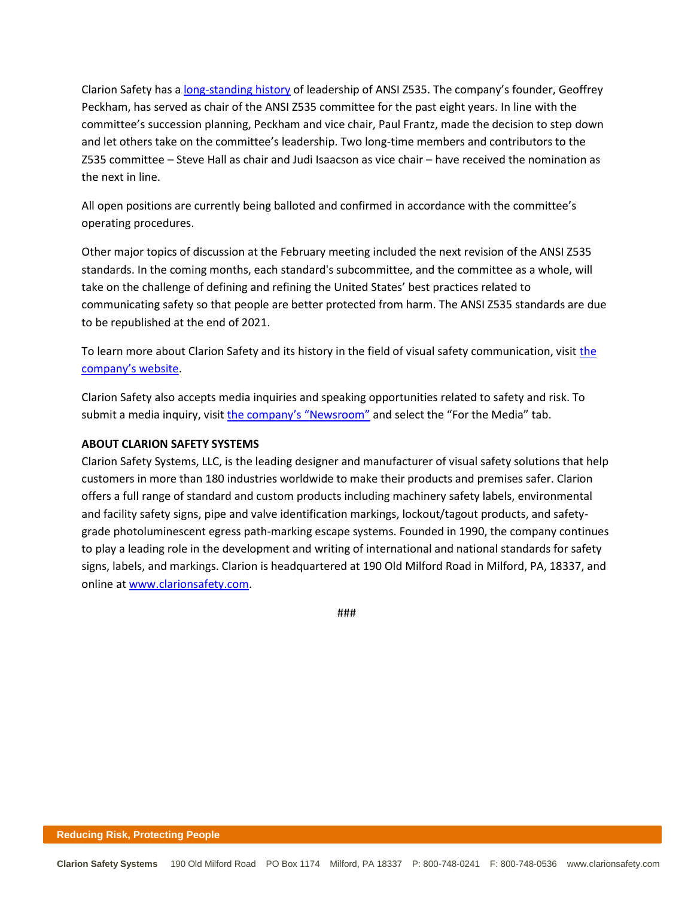Clarion Safety has a long-standing history of leadership of ANSI Z535. The company's founder, Geoffrey Peckham, has served as chair of the ANSI Z535 committee for the past eight years. In line with the committee's succession planning, Peckham and vice chair, Paul Frantz, made the decision to step down and let others take on the committee's leadership. Two long-time members and contributors to the Z535 committee – Steve Hall as chair and Judi Isaacson as vice chair – have received the nomination as the next in line.

All open positions are currently being balloted and confirmed in accordance with the committee's operating procedures.

Other major topics of discussion at the February meeting included the next revision of the ANSI Z535 standards. In the coming months, each standard's subcommittee, and the committee as a whole, will take on the challenge of defining and refining the United States' best practices related to communicating safety so that people are better protected from harm. The ANSI Z535 standards are due to be republished at the end of 2021.

To learn more about Clarion Safety and its history in the field of visual safety communication, visit the company's website.

Clarion Safety also accepts media inquiries and speaking opportunities related to safety and risk. To submit a media inquiry, visit the company's "Newsroom" and select the "For the Media" tab.

**ABOUT CLARION SAFETY SYSTEMS**

Clarion Safety Systems, LLC, is the leading designer and manufacturer of visual safety solutions that help customers in more than 180 industries worldwide to make their products and premises safer. Clarion offers a full range of standard and custom products including machinery safety labels, environmental and facility safety signs, pipe and valve identification markings, lockout/tagout products, and safety-grade photoluminescent egress path-marking escape systems. Founded in 1990, the company continues to play a leading role in the development and writing of international and national standards for safety signs, labels, and markings. Clarion is headquartered at 190 Old Milford Road in Milford, PA, 18337, and online at www.clarionsafety.com.

###